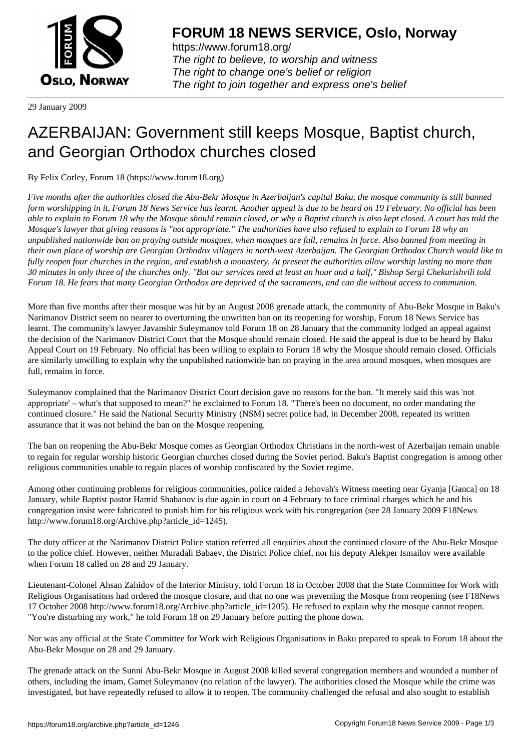**FORUM 18 NEWS SERVICE, Oslo, Norway**

https://www.forum18.org/
*The right to believe, to worship and witness*
*The right to change one's belief or religion*
*The right to join together and express one's belief*

29 January 2009

# AZERBAIJAN: Government still keeps Mosque, Baptist church, and Georgian Orthodox churches closed

By Felix Corley, Forum 18 (https://www.forum18.org)

*Five months after the authorities closed the Abu-Bekr Mosque in Azerbaijan's capital Baku, the mosque community is still banned form worshipping in it, Forum 18 News Service has learnt. Another appeal is due to be heard on 19 February. No official has been able to explain to Forum 18 why the Mosque should remain closed, or why a Baptist church is also kept closed. A court has told the Mosque's lawyer that giving reasons is "not appropriate." The authorities have also refused to explain to Forum 18 why an unpublished nationwide ban on praying outside mosques, when mosques are full, remains in force. Also banned from meeting in their own place of worship are Georgian Orthodox villagers in north-west Azerbaijan. The Georgian Orthodox Church would like to fully reopen four churches in the region, and establish a monastery. At present the authorities allow worship lasting no more than 30 minutes in only three of the churches only. "But our services need at least an hour and a half," Bishop Sergi Chekurishvili told Forum 18. He fears that many Georgian Orthodox are deprived of the sacraments, and can die without access to communion.*

More than five months after their mosque was hit by an August 2008 grenade attack, the community of Abu-Bekr Mosque in Baku's Narimanov District seem no nearer to overturning the unwritten ban on its reopening for worship, Forum 18 News Service has learnt. The community's lawyer Javanshir Suleymanov told Forum 18 on 28 January that the community lodged an appeal against the decision of the Narimanov District Court that the Mosque should remain closed. He said the appeal is due to be heard by Baku Appeal Court on 19 February. No official has been willing to explain to Forum 18 why the Mosque should remain closed. Officials are similarly unwilling to explain why the unpublished nationwide ban on praying in the area around mosques, when mosques are full, remains in force.

Suleymanov complained that the Narimanov District Court decision gave no reasons for the ban. "It merely said this was 'not appropriate' – what's that supposed to mean?" he exclaimed to Forum 18. "There's been no document, no order mandating the continued closure." He said the National Security Ministry (NSM) secret police had, in December 2008, repeated its written assurance that it was not behind the ban on the Mosque reopening.

The ban on reopening the Abu-Bekr Mosque comes as Georgian Orthodox Christians in the north-west of Azerbaijan remain unable to regain for regular worship historic Georgian churches closed during the Soviet period. Baku's Baptist congregation is among other religious communities unable to regain places of worship confiscated by the Soviet regime.

Among other continuing problems for religious communities, police raided a Jehovah's Witness meeting near Gyanja [Ganca] on 18 January, while Baptist pastor Hamid Shabanov is due again in court on 4 February to face criminal charges which he and his congregation insist were fabricated to punish him for his religious work with his congregation (see 28 January 2009 F18News http://www.forum18.org/Archive.php?article_id=1245).

The duty officer at the Narimanov District Police station referred all enquiries about the continued closure of the Abu-Bekr Mosque to the police chief. However, neither Muradali Babaev, the District Police chief, nor his deputy Alekper Ismailov were available when Forum 18 called on 28 and 29 January.

Lieutenant-Colonel Ahsan Zahidov of the Interior Ministry, told Forum 18 in October 2008 that the State Committee for Work with Religious Organisations had ordered the mosque closure, and that no one was preventing the Mosque from reopening (see F18News 17 October 2008 http://www.forum18.org/Archive.php?article_id=1205). He refused to explain why the mosque cannot reopen. "You're disturbing my work," he told Forum 18 on 29 January before putting the phone down.

Nor was any official at the State Committee for Work with Religious Organisations in Baku prepared to speak to Forum 18 about the Abu-Bekr Mosque on 28 and 29 January.

The grenade attack on the Sunni Abu-Bekr Mosque in August 2008 killed several congregation members and wounded a number of others, including the imam, Gamet Suleymanov (no relation of the lawyer). The authorities closed the Mosque while the crime was investigated, but have repeatedly refused to allow it to reopen. The community challenged the refusal and also sought to establish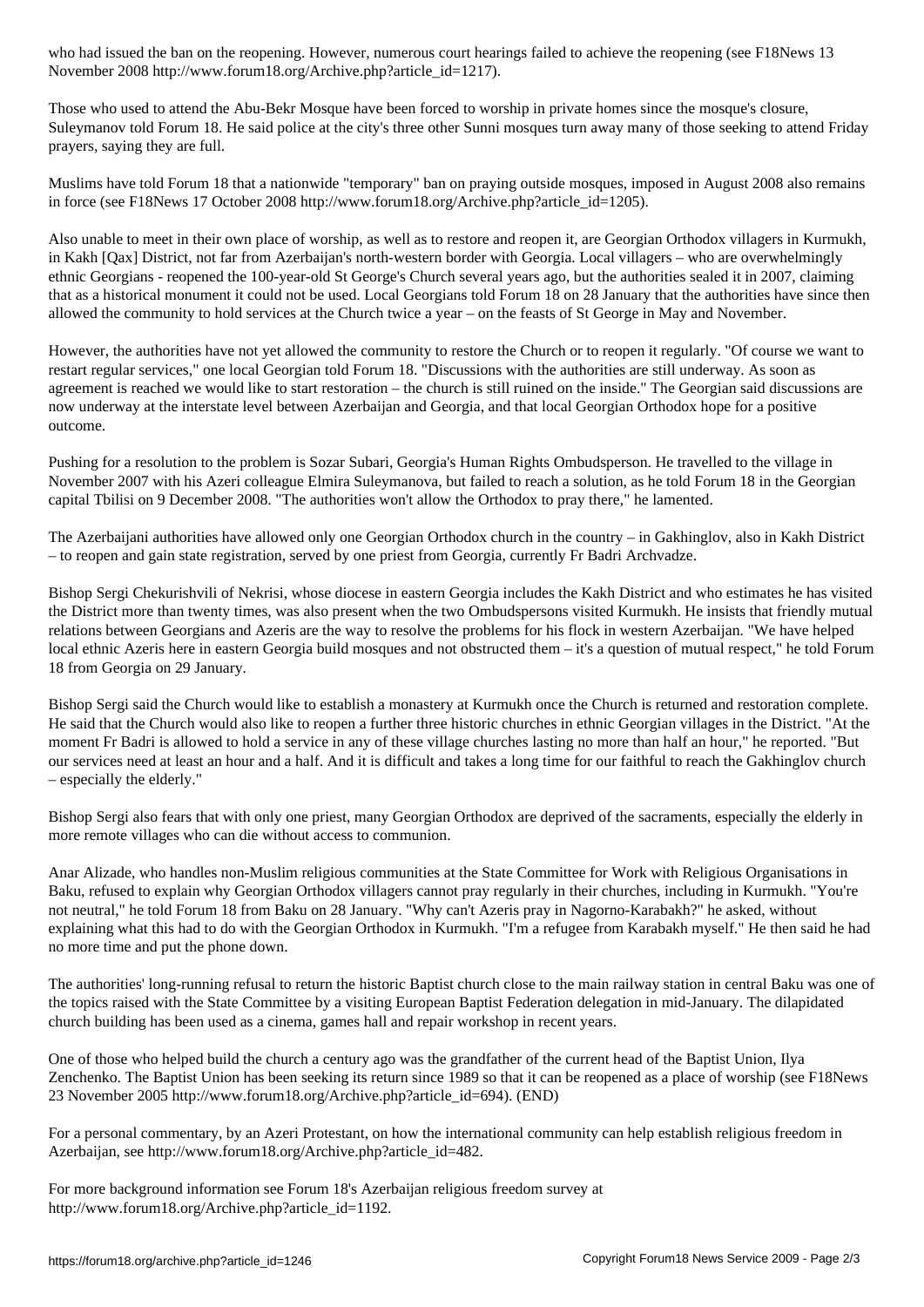who had issued the ban on the reopening. However, numerous court hearings failed to achieve the reopening (see F18News 13 November 2008 http://www.forum18.org/Archive.php?article_id=1217).

Those who used to attend the Abu-Bekr Mosque have been forced to worship in private homes since the mosque's closure, Suleymanov told Forum 18. He said police at the city's three other Sunni mosques turn away many of those seeking to attend Friday prayers, saying they are full.

Muslims have told Forum 18 that a nationwide "temporary" ban on praying outside mosques, imposed in August 2008 also remains in force (see F18News 17 October 2008 http://www.forum18.org/Archive.php?article_id=1205).

Also unable to meet in their own place of worship, as well as to restore and reopen it, are Georgian Orthodox villagers in Kurmukh, in Kakh [Qax] District, not far from Azerbaijan's north-western border with Georgia. Local villagers – who are overwhelmingly ethnic Georgians - reopened the 100-year-old St George's Church several years ago, but the authorities sealed it in 2007, claiming that as a historical monument it could not be used. Local Georgians told Forum 18 on 28 January that the authorities have since then allowed the community to hold services at the Church twice a year – on the feasts of St George in May and November.

However, the authorities have not yet allowed the community to restore the Church or to reopen it regularly. "Of course we want to restart regular services," one local Georgian told Forum 18. "Discussions with the authorities are still underway. As soon as agreement is reached we would like to start restoration – the church is still ruined on the inside." The Georgian said discussions are now underway at the interstate level between Azerbaijan and Georgia, and that local Georgian Orthodox hope for a positive outcome.

Pushing for a resolution to the problem is Sozar Subari, Georgia's Human Rights Ombudsperson. He travelled to the village in November 2007 with his Azeri colleague Elmira Suleymanova, but failed to reach a solution, as he told Forum 18 in the Georgian capital Tbilisi on 9 December 2008. "The authorities won't allow the Orthodox to pray there," he lamented.

The Azerbaijani authorities have allowed only one Georgian Orthodox church in the country – in Gakhinglov, also in Kakh District – to reopen and gain state registration, served by one priest from Georgia, currently Fr Badri Archvadze.

Bishop Sergi Chekurishvili of Nekrisi, whose diocese in eastern Georgia includes the Kakh District and who estimates he has visited the District more than twenty times, was also present when the two Ombudspersons visited Kurmukh. He insists that friendly mutual relations between Georgians and Azeris are the way to resolve the problems for his flock in western Azerbaijan. "We have helped local ethnic Azeris here in eastern Georgia build mosques and not obstructed them – it's a question of mutual respect," he told Forum 18 from Georgia on 29 January.

Bishop Sergi said the Church would like to establish a monastery at Kurmukh once the Church is returned and restoration complete. He said that the Church would also like to reopen a further three historic churches in ethnic Georgian villages in the District. "At the moment Fr Badri is allowed to hold a service in any of these village churches lasting no more than half an hour," he reported. "But our services need at least an hour and a half. And it is difficult and takes a long time for our faithful to reach the Gakhinglov church – especially the elderly."

Bishop Sergi also fears that with only one priest, many Georgian Orthodox are deprived of the sacraments, especially the elderly in more remote villages who can die without access to communion.

Anar Alizade, who handles non-Muslim religious communities at the State Committee for Work with Religious Organisations in Baku, refused to explain why Georgian Orthodox villagers cannot pray regularly in their churches, including in Kurmukh. "You're not neutral," he told Forum 18 from Baku on 28 January. "Why can't Azeris pray in Nagorno-Karabakh?" he asked, without explaining what this had to do with the Georgian Orthodox in Kurmukh. "I'm a refugee from Karabakh myself." He then said he had no more time and put the phone down.

The authorities' long-running refusal to return the historic Baptist church close to the main railway station in central Baku was one of the topics raised with the State Committee by a visiting European Baptist Federation delegation in mid-January. The dilapidated church building has been used as a cinema, games hall and repair workshop in recent years.

One of those who helped build the church a century ago was the grandfather of the current head of the Baptist Union, Ilya Zenchenko. The Baptist Union has been seeking its return since 1989 so that it can be reopened as a place of worship (see F18News 23 November 2005 http://www.forum18.org/Archive.php?article_id=694). (END)

For a personal commentary, by an Azeri Protestant, on how the international community can help establish religious freedom in Azerbaijan, see http://www.forum18.org/Archive.php?article_id=482.

For more background information see Forum 18's Azerbaijan religious freedom survey at http://www.forum18.org/Archive.php?article_id=1192.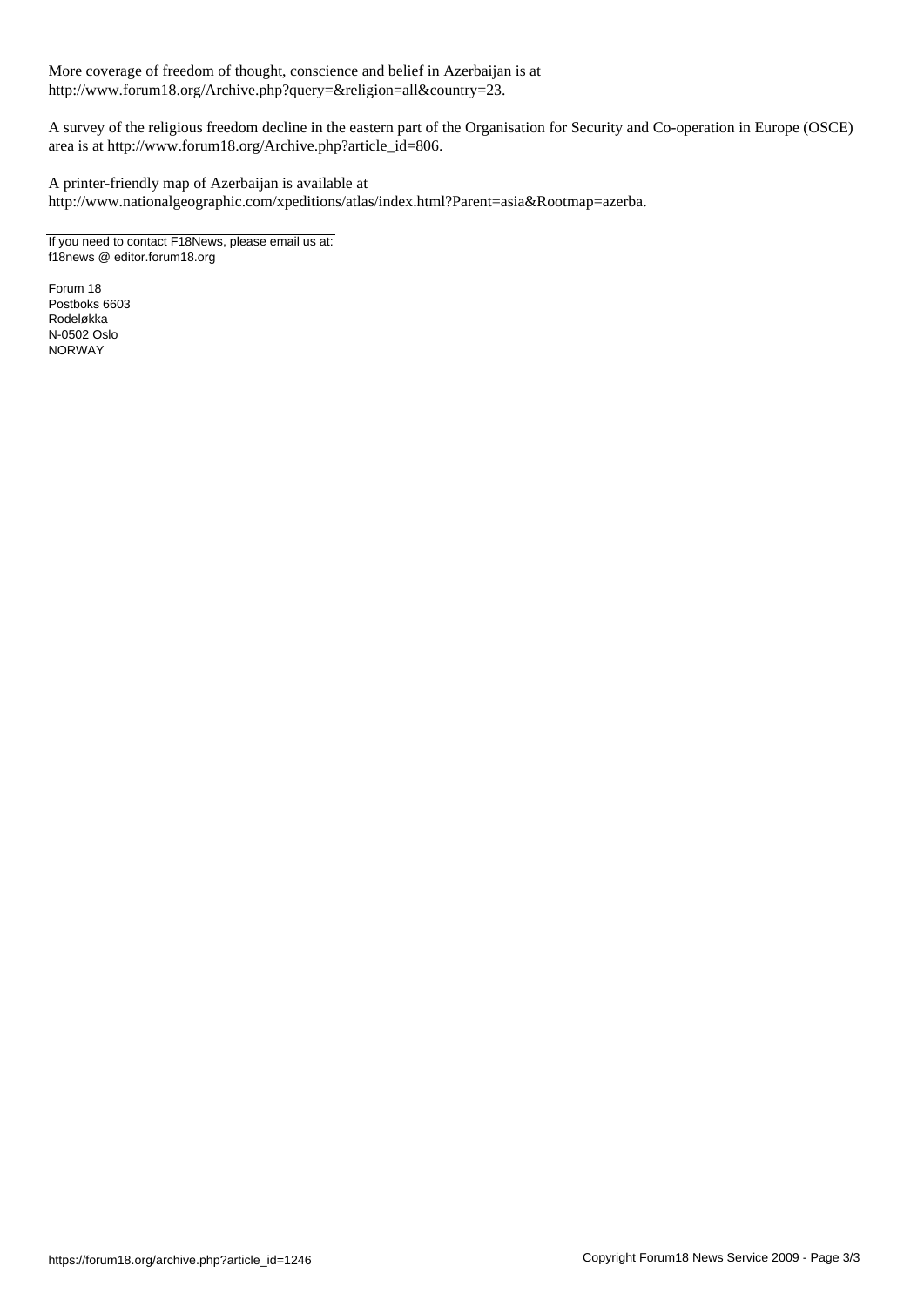More coverage of freedom of thought, conscience and belief in Azerbaijan is at http://www.forum18.org/Archive.php?query=&religion=all&country=23.

A survey of the religious freedom decline in the eastern part of the Organisation for Security and Co-operation in Europe (OSCE) area is at http://www.forum18.org/Archive.php?article_id=806.

A printer-friendly map of Azerbaijan is available at http://www.nationalgeographic.com/xpeditions/atlas/index.html?Parent=asia&Rootmap=azerba.

If you need to contact F18News, please email us at:
f18news @ editor.forum18.org

Forum 18
Postboks 6603
Rodeløkka
N-0502 Oslo
NORWAY